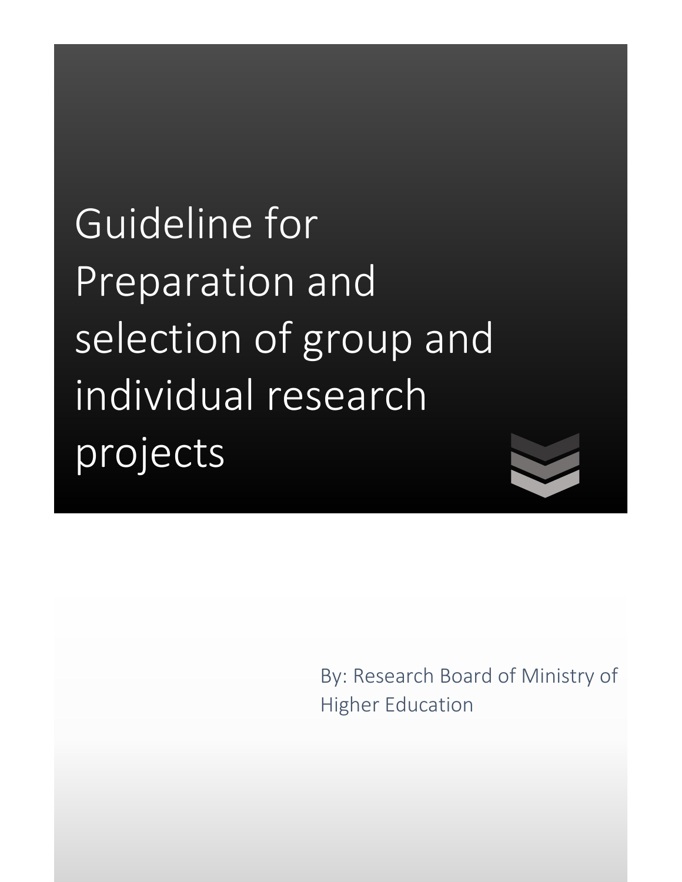# Guideline for Preparation and selection of group and individual research projects

By: Research Board of Ministry of Higher Education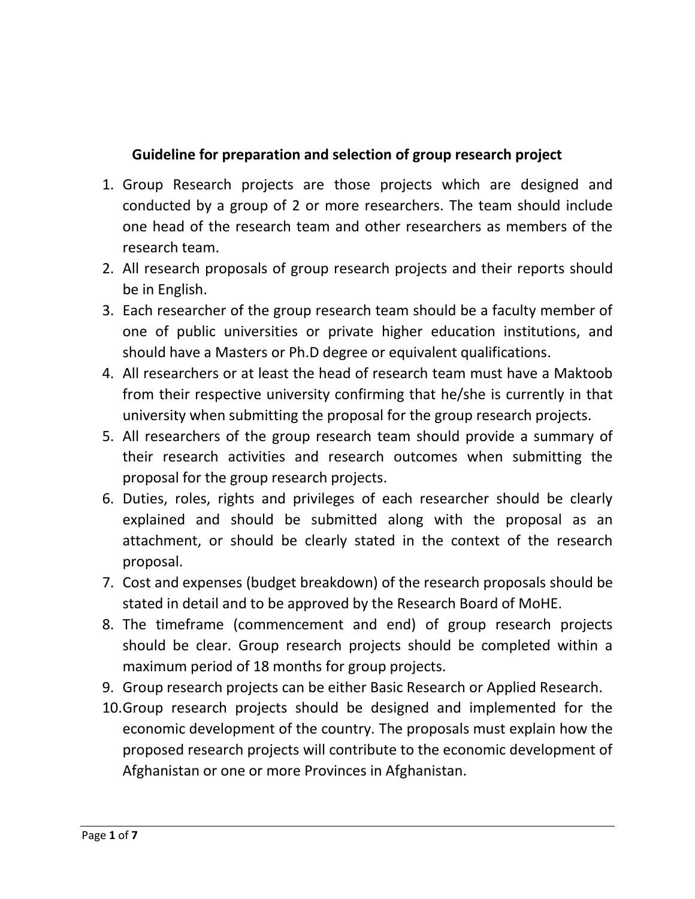## Guideline for preparation and selection of group research project

1. Group Research projects are those projects which are designed and conducted by a group of 2 or more researchers. The team should include one head of the research team and other researchers as members of the research team.
2. All research proposals of group research projects and their reports should be in English.
3. Each researcher of the group research team should be a faculty member of one of public universities or private higher education institutions, and should have a Masters or Ph.D degree or equivalent qualifications.
4. All researchers or at least the head of research team must have a Maktoob from their respective university confirming that he/she is currently in that university when submitting the proposal for the group research projects.
5. All researchers of the group research team should provide a summary of their research activities and research outcomes when submitting the proposal for the group research projects.
6. Duties, roles, rights and privileges of each researcher should be clearly explained and should be submitted along with the proposal as an attachment, or should be clearly stated in the context of the research proposal.
7. Cost and expenses (budget breakdown) of the research proposals should be stated in detail and to be approved by the Research Board of MoHE.
8. The timeframe (commencement and end) of group research projects should be clear. Group research projects should be completed within a maximum period of 18 months for group projects.
9. Group research projects can be either Basic Research or Applied Research.
10. Group research projects should be designed and implemented for the economic development of the country. The proposals must explain how the proposed research projects will contribute to the economic development of Afghanistan or one or more Provinces in Afghanistan.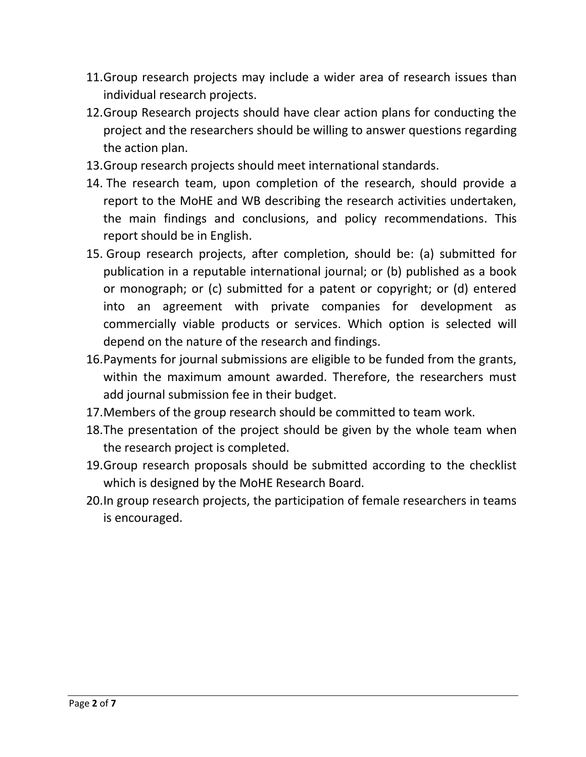11. Group research projects may include a wider area of research issues than individual research projects.
12. Group Research projects should have clear action plans for conducting the project and the researchers should be willing to answer questions regarding the action plan.
13. Group research projects should meet international standards.
14. The research team, upon completion of the research, should provide a report to the MoHE and WB describing the research activities undertaken, the main findings and conclusions, and policy recommendations. This report should be in English.
15. Group research projects, after completion, should be: (a) submitted for publication in a reputable international journal; or (b) published as a book or monograph; or (c) submitted for a patent or copyright; or (d) entered into an agreement with private companies for development as commercially viable products or services. Which option is selected will depend on the nature of the research and findings.
16. Payments for journal submissions are eligible to be funded from the grants, within the maximum amount awarded. Therefore, the researchers must add journal submission fee in their budget.
17. Members of the group research should be committed to team work.
18. The presentation of the project should be given by the whole team when the research project is completed.
19. Group research proposals should be submitted according to the checklist which is designed by the MoHE Research Board.
20. In group research projects, the participation of female researchers in teams is encouraged.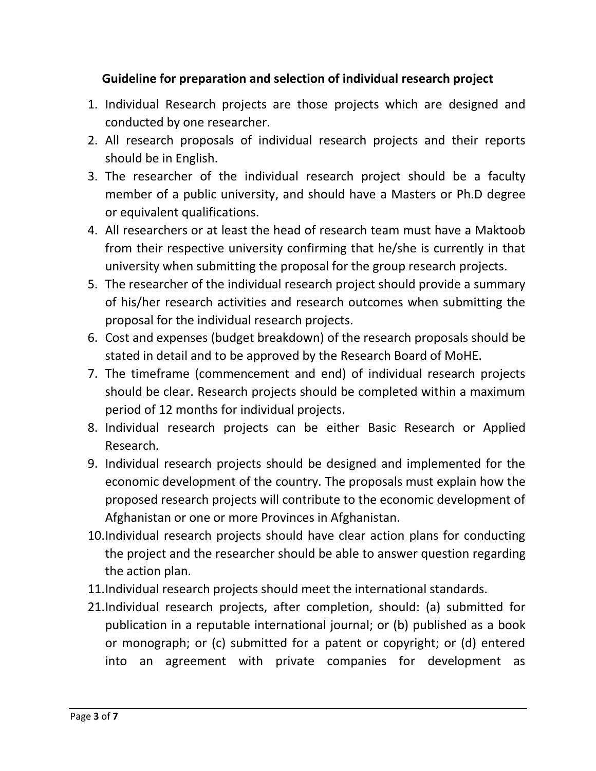**Guideline for preparation and selection of individual research project**

1. Individual Research projects are those projects which are designed and conducted by one researcher.
2. All research proposals of individual research projects and their reports should be in English.
3. The researcher of the individual research project should be a faculty member of a public university, and should have a Masters or Ph.D degree or equivalent qualifications.
4. All researchers or at least the head of research team must have a Maktoob from their respective university confirming that he/she is currently in that university when submitting the proposal for the group research projects.
5. The researcher of the individual research project should provide a summary of his/her research activities and research outcomes when submitting the proposal for the individual research projects.
6. Cost and expenses (budget breakdown) of the research proposals should be stated in detail and to be approved by the Research Board of MoHE.
7. The timeframe (commencement and end) of individual research projects should be clear. Research projects should be completed within a maximum period of 12 months for individual projects.
8. Individual research projects can be either Basic Research or Applied Research.
9. Individual research projects should be designed and implemented for the economic development of the country. The proposals must explain how the proposed research projects will contribute to the economic development of Afghanistan or one or more Provinces in Afghanistan.
10. Individual research projects should have clear action plans for conducting the project and the researcher should be able to answer question regarding the action plan.
11. Individual research projects should meet the international standards.

21. Individual research projects, after completion, should: (a) submitted for publication in a reputable international journal; or (b) published as a book or monograph; or (c) submitted for a patent or copyright; or (d) entered into an agreement with private companies for development as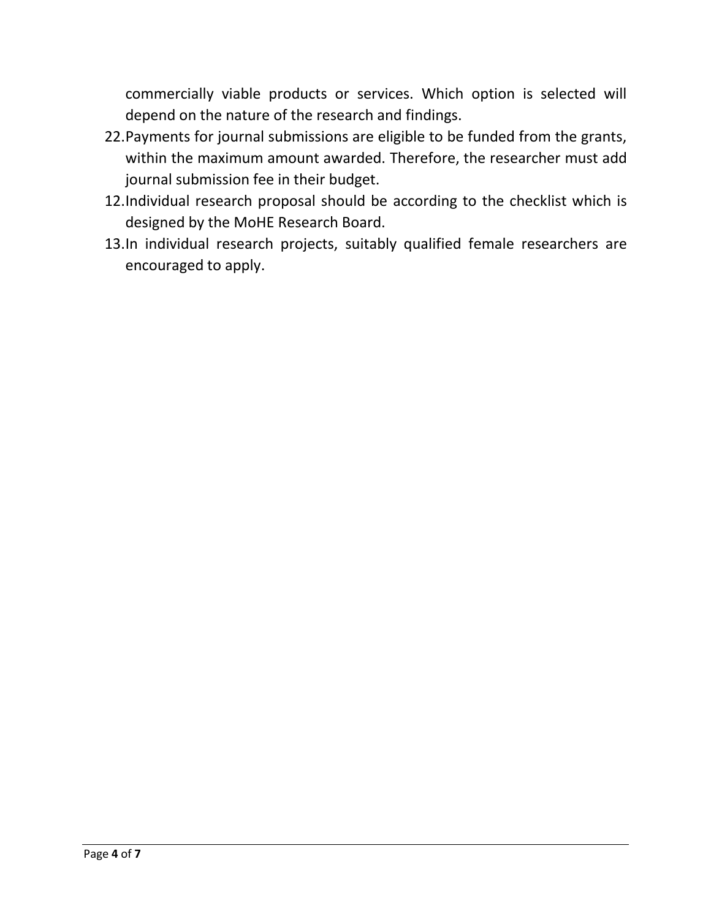commercially viable products or services. Which option is selected will depend on the nature of the research and findings.

22. Payments for journal submissions are eligible to be funded from the grants, within the maximum amount awarded. Therefore, the researcher must add journal submission fee in their budget.

12. Individual research proposal should be according to the checklist which is designed by the MoHE Research Board.

13. In individual research projects, suitably qualified female researchers are encouraged to apply.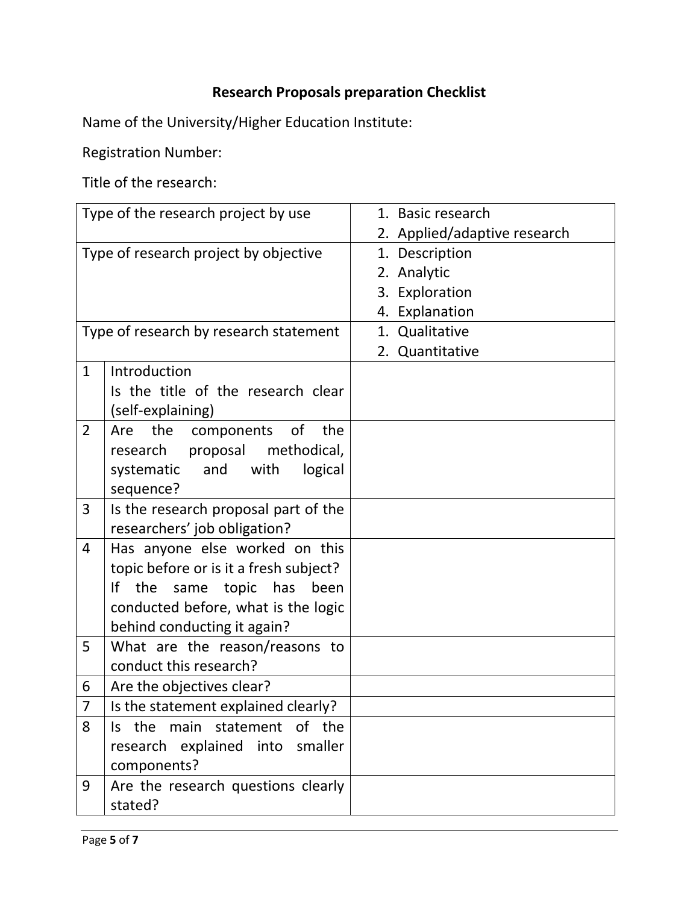**Research Proposals preparation Checklist**

Name of the University/Higher Education Institute:

Registration Number:

Title of the research:

| | | |
|---|---|---|
| Type of the research project by use | | 1. Basic research<br>2. Applied/adaptive research |
| Type of research project by objective | | 1. Description<br>2. Analytic<br>3. Exploration<br>4. Explanation |
| Type of research by research statement | | 1. Qualitative<br>2. Quantitative |
| 1 | Introduction<br>Is the title of the research clear (self-explaining) | |
| 2 | Are the components of the research proposal methodical, systematic and with logical sequence? | |
| 3 | Is the research proposal part of the researchers' job obligation? | |
| 4 | Has anyone else worked on this topic before or is it a fresh subject? If the same topic has been conducted before, what is the logic behind conducting it again? | |
| 5 | What are the reason/reasons to conduct this research? | |
| 6 | Are the objectives clear? | |
| 7 | Is the statement explained clearly? | |
| 8 | Is the main statement of the research explained into smaller components? | |
| 9 | Are the research questions clearly stated? | |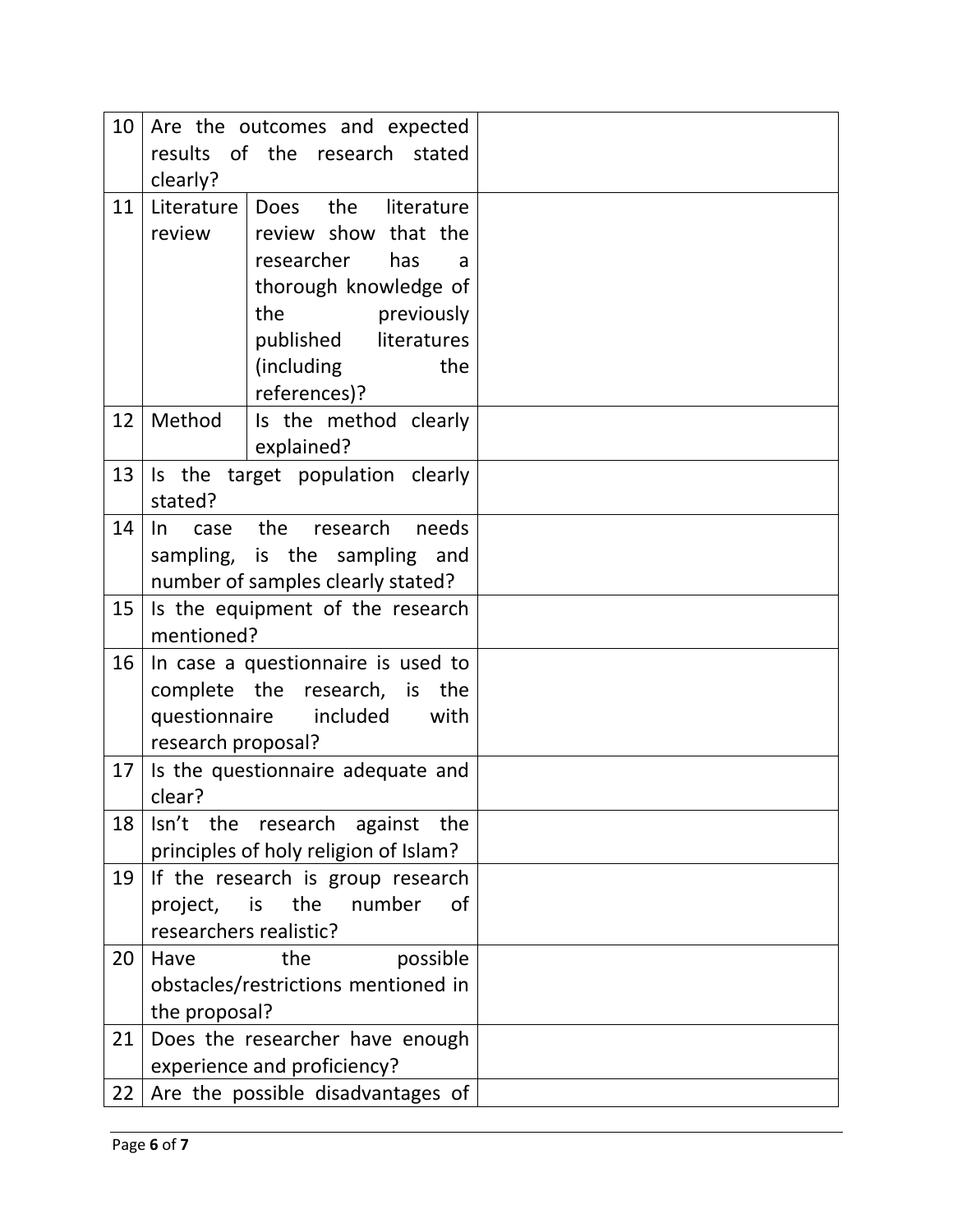| | | | |
|---|---|---|---|
| 10 | Are the outcomes and expected results of the research stated clearly? | | |
| 11 | Literature review | Does the literature review show that the researcher has a thorough knowledge of the previously published literatures (including the references)? | |
| 12 | Method | Is the method clearly explained? | |
| 13 | Is the target population clearly stated? | | |
| 14 | In case the research needs sampling, is the sampling and number of samples clearly stated? | | |
| 15 | Is the equipment of the research mentioned? | | |
| 16 | In case a questionnaire is used to complete the research, is the questionnaire included with research proposal? | | |
| 17 | Is the questionnaire adequate and clear? | | |
| 18 | Isn't the research against the principles of holy religion of Islam? | | |
| 19 | If the research is group research project, is the number of researchers realistic? | | |
| 20 | Have the possible obstacles/restrictions mentioned in the proposal? | | |
| 21 | Does the researcher have enough experience and proficiency? | | |
| 22 | Are the possible disadvantages of | | |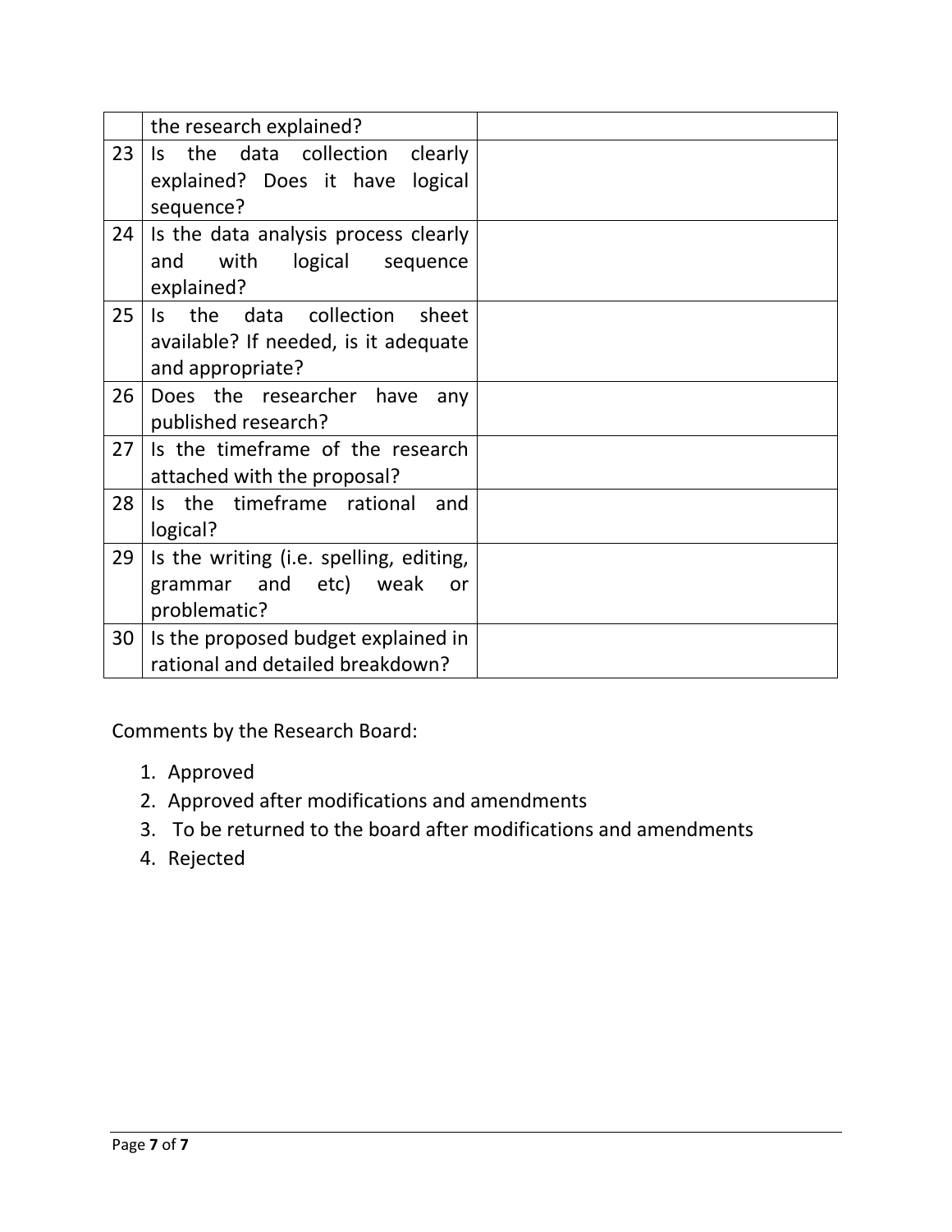| | | |
|---|---|---|
| | the research explained? | |
| 23 | Is the data collection clearly explained? Does it have logical sequence? | |
| 24 | Is the data analysis process clearly and with logical sequence explained? | |
| 25 | Is the data collection sheet available? If needed, is it adequate and appropriate? | |
| 26 | Does the researcher have any published research? | |
| 27 | Is the timeframe of the research attached with the proposal? | |
| 28 | Is the timeframe rational and logical? | |
| 29 | Is the writing (i.e. spelling, editing, grammar and etc) weak or problematic? | |
| 30 | Is the proposed budget explained in rational and detailed breakdown? | |

Comments by the Research Board:

1. Approved
2. Approved after modifications and amendments
3. To be returned to the board after modifications and amendments
4. Rejected